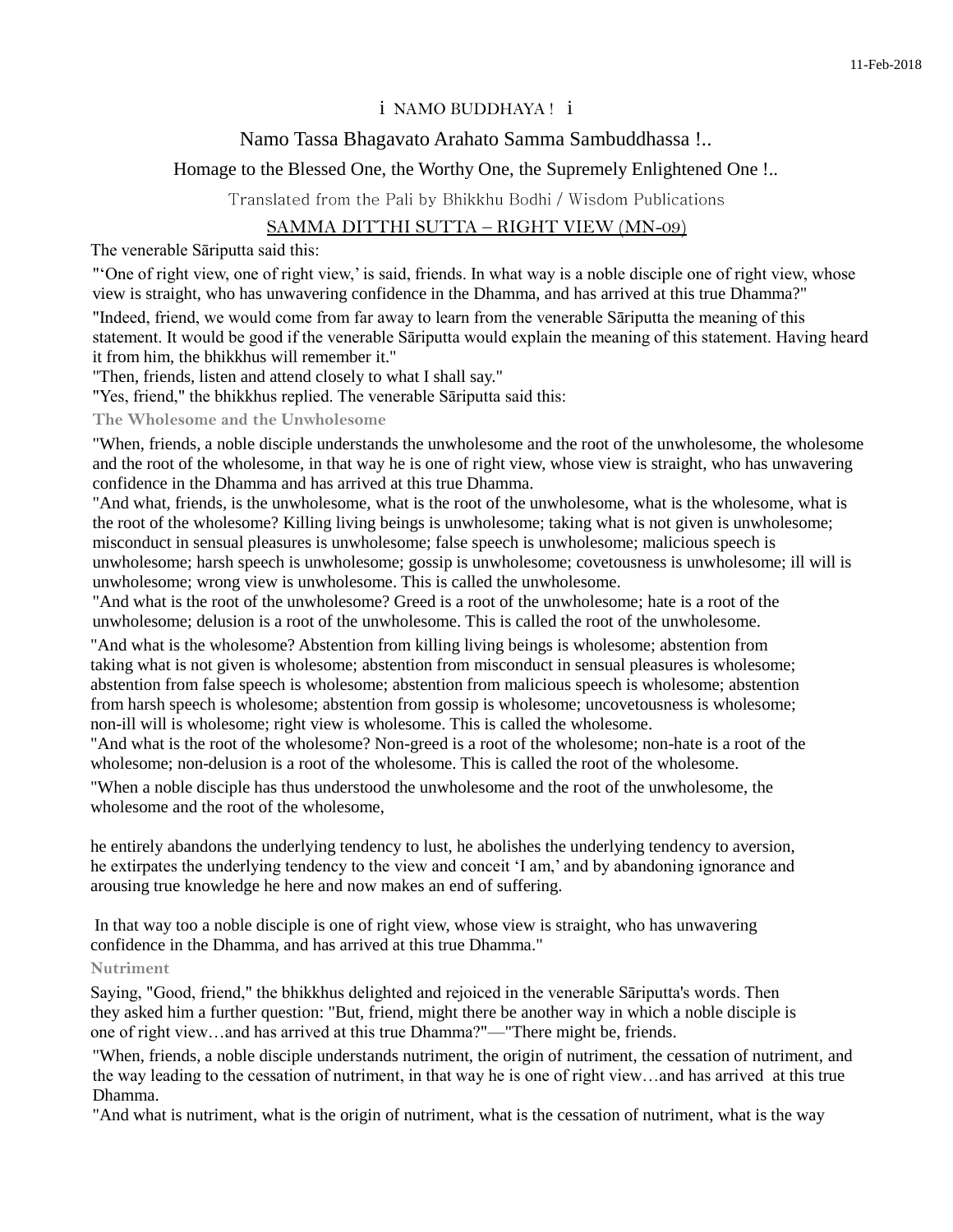11-Feb-2018

¡ NAMO BUDDHAYA ! ¡

Namo Tassa Bhagavato Arahato Samma Sambuddhassa !..

Homage to the Blessed One, the Worthy One, the Supremely Enlightened One !..

Translated from the Pali by Bhikkhu Bodhi / Wisdom Publications

# SAMMA DITTHI SUTTA – RIGHT VIEW (MN-09)

The venerable Sāriputta said this:

"'One of right view, one of right view,' is said, friends. In what way is a noble disciple one of right view, whose view is straight, who has unwavering confidence in the Dhamma, and has arrived at this true Dhamma?"

"Indeed, friend, we would come from far away to learn from the venerable Sāriputta the meaning of this statement. It would be good if the venerable Sāriputta would explain the meaning of this statement. Having heard it from him, the bhikkhus will remember it."

"Then, friends, listen and attend closely to what I shall say."

"Yes, friend," the bhikkhus replied. The venerable Sāriputta said this:

## The Wholesome and the Unwholesome

"When, friends, a noble disciple understands the unwholesome and the root of the unwholesome, the wholesome and the root of the wholesome, in that way he is one of right view, whose view is straight, who has unwavering confidence in the Dhamma and has arrived at this true Dhamma.

"And what, friends, is the unwholesome, what is the root of the unwholesome, what is the wholesome, what is the root of the wholesome? Killing living beings is unwholesome; taking what is not given is unwholesome; misconduct in sensual pleasures is unwholesome; false speech is unwholesome; malicious speech is unwholesome; harsh speech is unwholesome; gossip is unwholesome; covetousness is unwholesome; ill will is unwholesome; wrong view is unwholesome. This is called the unwholesome.

"And what is the root of the unwholesome? Greed is a root of the unwholesome; hate is a root of the unwholesome; delusion is a root of the unwholesome. This is called the root of the unwholesome.

"And what is the wholesome? Abstention from killing living beings is wholesome; abstention from taking what is not given is wholesome; abstention from misconduct in sensual pleasures is wholesome; abstention from false speech is wholesome; abstention from malicious speech is wholesome; abstention from harsh speech is wholesome; abstention from gossip is wholesome; uncovetousness is wholesome; non-ill will is wholesome; right view is wholesome. This is called the wholesome.

"And what is the root of the wholesome? Non-greed is a root of the wholesome; non-hate is a root of the wholesome; non-delusion is a root of the wholesome. This is called the root of the wholesome.

"When a noble disciple has thus understood the unwholesome and the root of the unwholesome, the wholesome and the root of the wholesome,

he entirely abandons the underlying tendency to lust, he abolishes the underlying tendency to aversion, he extirpates the underlying tendency to the view and conceit 'I am,' and by abandoning ignorance and arousing true knowledge he here and now makes an end of suffering.

In that way too a noble disciple is one of right view, whose view is straight, who has unwavering confidence in the Dhamma, and has arrived at this true Dhamma."

## Nutriment

Saying, "Good, friend," the bhikkhus delighted and rejoiced in the venerable Sāriputta's words. Then they asked him a further question: "But, friend, might there be another way in which a noble disciple is one of right view…and has arrived at this true Dhamma?"—"There might be, friends.

"When, friends, a noble disciple understands nutriment, the origin of nutriment, the cessation of nutriment, and the way leading to the cessation of nutriment, in that way he is one of right view…and has arrived at this true Dhamma.

"And what is nutriment, what is the origin of nutriment, what is the cessation of nutriment, what is the way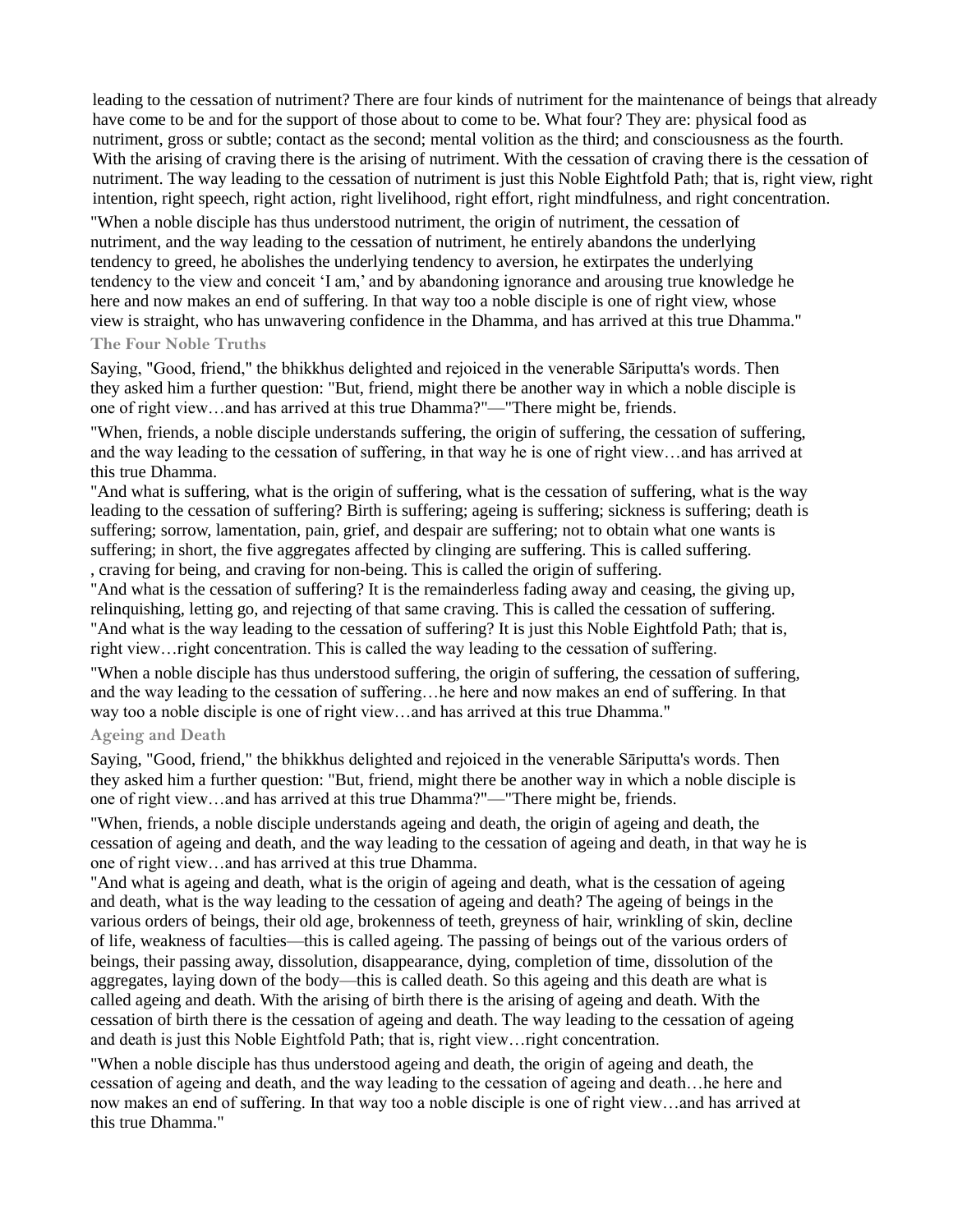leading to the cessation of nutriment? There are four kinds of nutriment for the maintenance of beings that already have come to be and for the support of those about to come to be. What four? They are: physical food as nutriment, gross or subtle; contact as the second; mental volition as the third; and consciousness as the fourth. With the arising of craving there is the arising of nutriment. With the cessation of craving there is the cessation of nutriment. The way leading to the cessation of nutriment is just this Noble Eightfold Path; that is, right view, right intention, right speech, right action, right livelihood, right effort, right mindfulness, and right concentration.

"When a noble disciple has thus understood nutriment, the origin of nutriment, the cessation of nutriment, and the way leading to the cessation of nutriment, he entirely abandons the underlying tendency to greed, he abolishes the underlying tendency to aversion, he extirpates the underlying tendency to the view and conceit 'I am,' and by abandoning ignorance and arousing true knowledge he here and now makes an end of suffering. In that way too a noble disciple is one of right view, whose view is straight, who has unwavering confidence in the Dhamma, and has arrived at this true Dhamma."

### The Four Noble Truths

Saying, "Good, friend," the bhikkhus delighted and rejoiced in the venerable Sāriputta's words. Then they asked him a further question: "But, friend, might there be another way in which a noble disciple is one of right view…and has arrived at this true Dhamma?"—"There might be, friends.

"When, friends, a noble disciple understands suffering, the origin of suffering, the cessation of suffering, and the way leading to the cessation of suffering, in that way he is one of right view…and has arrived at this true Dhamma.

"And what is suffering, what is the origin of suffering, what is the cessation of suffering, what is the way leading to the cessation of suffering? Birth is suffering; ageing is suffering; sickness is suffering; death is suffering; sorrow, lamentation, pain, grief, and despair are suffering; not to obtain what one wants is suffering; in short, the five aggregates affected by clinging are suffering. This is called suffering.
, craving for being, and craving for non-being. This is called the origin of suffering.

"And what is the cessation of suffering? It is the remainderless fading away and ceasing, the giving up, relinquishing, letting go, and rejecting of that same craving. This is called the cessation of suffering.

"And what is the way leading to the cessation of suffering? It is just this Noble Eightfold Path; that is, right view…right concentration. This is called the way leading to the cessation of suffering.

"When a noble disciple has thus understood suffering, the origin of suffering, the cessation of suffering, and the way leading to the cessation of suffering…he here and now makes an end of suffering. In that way too a noble disciple is one of right view…and has arrived at this true Dhamma."

### Ageing and Death

Saying, "Good, friend," the bhikkhus delighted and rejoiced in the venerable Sāriputta's words. Then they asked him a further question: "But, friend, might there be another way in which a noble disciple is one of right view…and has arrived at this true Dhamma?"—"There might be, friends.

"When, friends, a noble disciple understands ageing and death, the origin of ageing and death, the cessation of ageing and death, and the way leading to the cessation of ageing and death, in that way he is one of right view…and has arrived at this true Dhamma.

"And what is ageing and death, what is the origin of ageing and death, what is the cessation of ageing and death, what is the way leading to the cessation of ageing and death? The ageing of beings in the various orders of beings, their old age, brokenness of teeth, greyness of hair, wrinkling of skin, decline of life, weakness of faculties—this is called ageing. The passing of beings out of the various orders of beings, their passing away, dissolution, disappearance, dying, completion of time, dissolution of the aggregates, laying down of the body—this is called death. So this ageing and this death are what is called ageing and death. With the arising of birth there is the arising of ageing and death. With the cessation of birth there is the cessation of ageing and death. The way leading to the cessation of ageing and death is just this Noble Eightfold Path; that is, right view…right concentration.

"When a noble disciple has thus understood ageing and death, the origin of ageing and death, the cessation of ageing and death, and the way leading to the cessation of ageing and death…he here and now makes an end of suffering. In that way too a noble disciple is one of right view…and has arrived at this true Dhamma."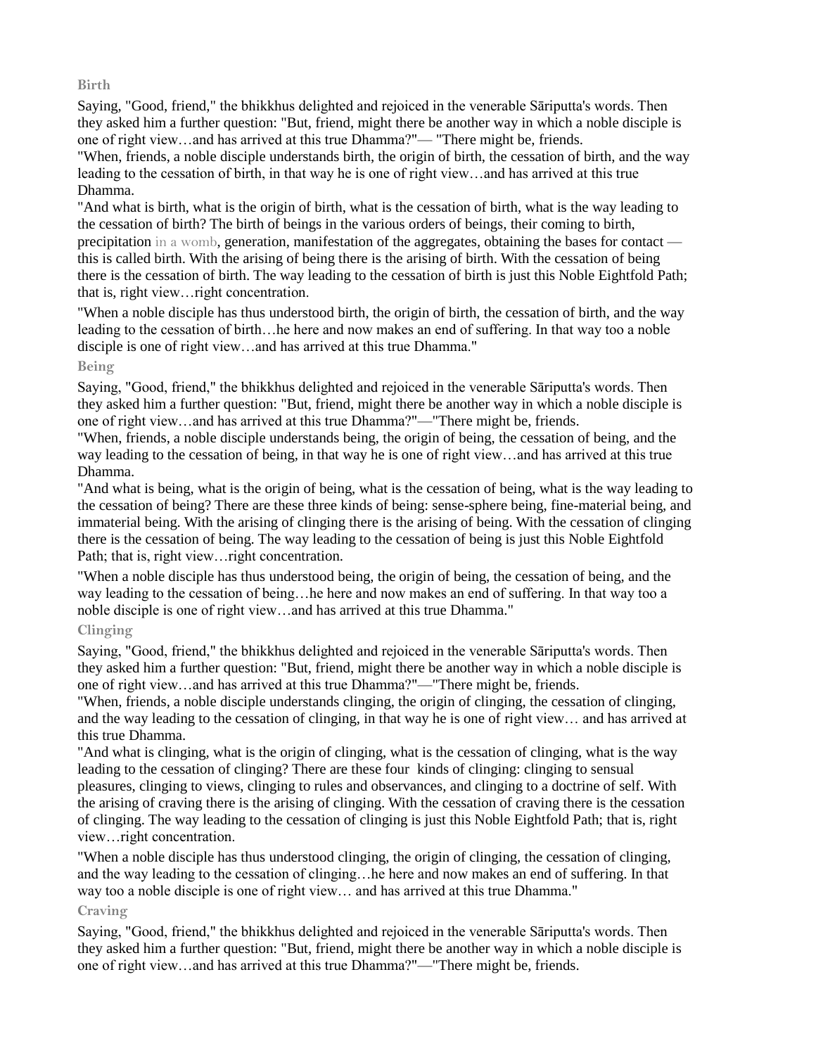### Birth

Saying, "Good, friend," the bhikkhus delighted and rejoiced in the venerable Sāriputta's words. Then they asked him a further question: "But, friend, might there be another way in which a noble disciple is one of right view…and has arrived at this true Dhamma?"— "There might be, friends.

"When, friends, a noble disciple understands birth, the origin of birth, the cessation of birth, and the way leading to the cessation of birth, in that way he is one of right view…and has arrived at this true Dhamma.

"And what is birth, what is the origin of birth, what is the cessation of birth, what is the way leading to the cessation of birth? The birth of beings in the various orders of beings, their coming to birth, precipitation in a womb, generation, manifestation of the aggregates, obtaining the bases for contact — this is called birth. With the arising of being there is the arising of birth. With the cessation of being there is the cessation of birth. The way leading to the cessation of birth is just this Noble Eightfold Path; that is, right view…right concentration.

"When a noble disciple has thus understood birth, the origin of birth, the cessation of birth, and the way leading to the cessation of birth…he here and now makes an end of suffering. In that way too a noble disciple is one of right view…and has arrived at this true Dhamma."

### Being

Saying, "Good, friend," the bhikkhus delighted and rejoiced in the venerable Sāriputta's words. Then they asked him a further question: "But, friend, might there be another way in which a noble disciple is one of right view…and has arrived at this true Dhamma?"—"There might be, friends.

"When, friends, a noble disciple understands being, the origin of being, the cessation of being, and the way leading to the cessation of being, in that way he is one of right view…and has arrived at this true Dhamma.

"And what is being, what is the origin of being, what is the cessation of being, what is the way leading to the cessation of being? There are these three kinds of being: sense-sphere being, fine-material being, and immaterial being. With the arising of clinging there is the arising of being. With the cessation of clinging there is the cessation of being. The way leading to the cessation of being is just this Noble Eightfold Path; that is, right view…right concentration.

"When a noble disciple has thus understood being, the origin of being, the cessation of being, and the way leading to the cessation of being…he here and now makes an end of suffering. In that way too a noble disciple is one of right view…and has arrived at this true Dhamma."

### Clinging

Saying, "Good, friend," the bhikkhus delighted and rejoiced in the venerable Sāriputta's words. Then they asked him a further question: "But, friend, might there be another way in which a noble disciple is one of right view…and has arrived at this true Dhamma?"—"There might be, friends.

"When, friends, a noble disciple understands clinging, the origin of clinging, the cessation of clinging, and the way leading to the cessation of clinging, in that way he is one of right view… and has arrived at this true Dhamma.

"And what is clinging, what is the origin of clinging, what is the cessation of clinging, what is the way leading to the cessation of clinging? There are these four kinds of clinging: clinging to sensual pleasures, clinging to views, clinging to rules and observances, and clinging to a doctrine of self. With the arising of craving there is the arising of clinging. With the cessation of craving there is the cessation of clinging. The way leading to the cessation of clinging is just this Noble Eightfold Path; that is, right view…right concentration.

"When a noble disciple has thus understood clinging, the origin of clinging, the cessation of clinging, and the way leading to the cessation of clinging…he here and now makes an end of suffering. In that way too a noble disciple is one of right view… and has arrived at this true Dhamma."

### Craving

Saying, "Good, friend," the bhikkhus delighted and rejoiced in the venerable Sāriputta's words. Then they asked him a further question: "But, friend, might there be another way in which a noble disciple is one of right view…and has arrived at this true Dhamma?"—"There might be, friends.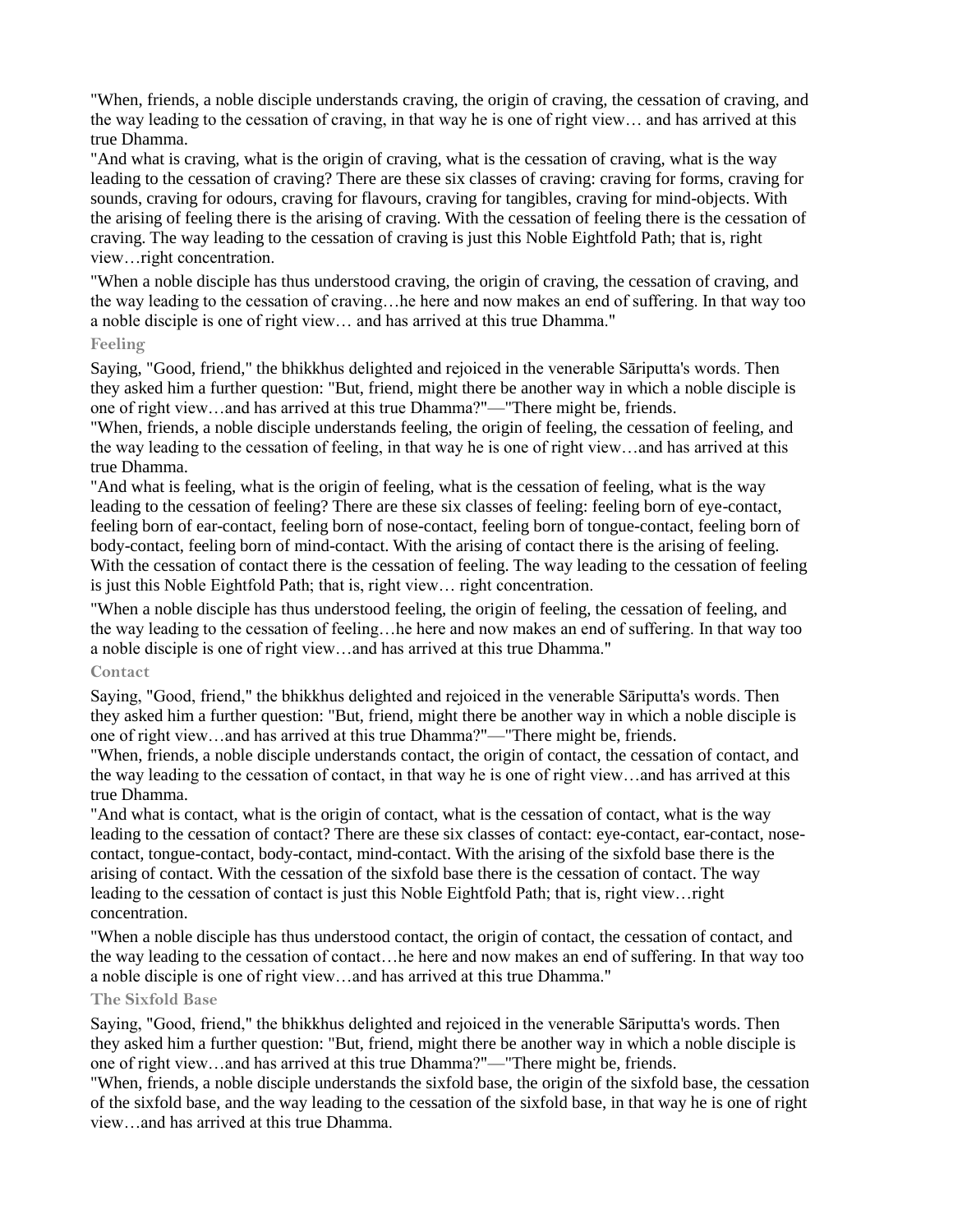"When, friends, a noble disciple understands craving, the origin of craving, the cessation of craving, and the way leading to the cessation of craving, in that way he is one of right view… and has arrived at this true Dhamma.

"And what is craving, what is the origin of craving, what is the cessation of craving, what is the way leading to the cessation of craving? There are these six classes of craving: craving for forms, craving for sounds, craving for odours, craving for flavours, craving for tangibles, craving for mind-objects. With the arising of feeling there is the arising of craving. With the cessation of feeling there is the cessation of craving. The way leading to the cessation of craving is just this Noble Eightfold Path; that is, right view…right concentration.

"When a noble disciple has thus understood craving, the origin of craving, the cessation of craving, and the way leading to the cessation of craving…he here and now makes an end of suffering. In that way too a noble disciple is one of right view… and has arrived at this true Dhamma."

### Feeling

Saying, "Good, friend," the bhikkhus delighted and rejoiced in the venerable Sāriputta's words. Then they asked him a further question: "But, friend, might there be another way in which a noble disciple is one of right view…and has arrived at this true Dhamma?"—"There might be, friends.

"When, friends, a noble disciple understands feeling, the origin of feeling, the cessation of feeling, and the way leading to the cessation of feeling, in that way he is one of right view…and has arrived at this true Dhamma.

"And what is feeling, what is the origin of feeling, what is the cessation of feeling, what is the way leading to the cessation of feeling? There are these six classes of feeling: feeling born of eye-contact, feeling born of ear-contact, feeling born of nose-contact, feeling born of tongue-contact, feeling born of body-contact, feeling born of mind-contact. With the arising of contact there is the arising of feeling. With the cessation of contact there is the cessation of feeling. The way leading to the cessation of feeling is just this Noble Eightfold Path; that is, right view… right concentration.

"When a noble disciple has thus understood feeling, the origin of feeling, the cessation of feeling, and the way leading to the cessation of feeling…he here and now makes an end of suffering. In that way too a noble disciple is one of right view…and has arrived at this true Dhamma."

### Contact

Saying, "Good, friend," the bhikkhus delighted and rejoiced in the venerable Sāriputta's words. Then they asked him a further question: "But, friend, might there be another way in which a noble disciple is one of right view…and has arrived at this true Dhamma?"—"There might be, friends.

"When, friends, a noble disciple understands contact, the origin of contact, the cessation of contact, and the way leading to the cessation of contact, in that way he is one of right view…and has arrived at this true Dhamma.

"And what is contact, what is the origin of contact, what is the cessation of contact, what is the way leading to the cessation of contact? There are these six classes of contact: eye-contact, ear-contact, nose-contact, tongue-contact, body-contact, mind-contact. With the arising of the sixfold base there is the arising of contact. With the cessation of the sixfold base there is the cessation of contact. The way leading to the cessation of contact is just this Noble Eightfold Path; that is, right view…right concentration.

"When a noble disciple has thus understood contact, the origin of contact, the cessation of contact, and the way leading to the cessation of contact…he here and now makes an end of suffering. In that way too a noble disciple is one of right view…and has arrived at this true Dhamma."

### The Sixfold Base

Saying, "Good, friend," the bhikkhus delighted and rejoiced in the venerable Sāriputta's words. Then they asked him a further question: "But, friend, might there be another way in which a noble disciple is one of right view…and has arrived at this true Dhamma?"—"There might be, friends.

"When, friends, a noble disciple understands the sixfold base, the origin of the sixfold base, the cessation of the sixfold base, and the way leading to the cessation of the sixfold base, in that way he is one of right view…and has arrived at this true Dhamma.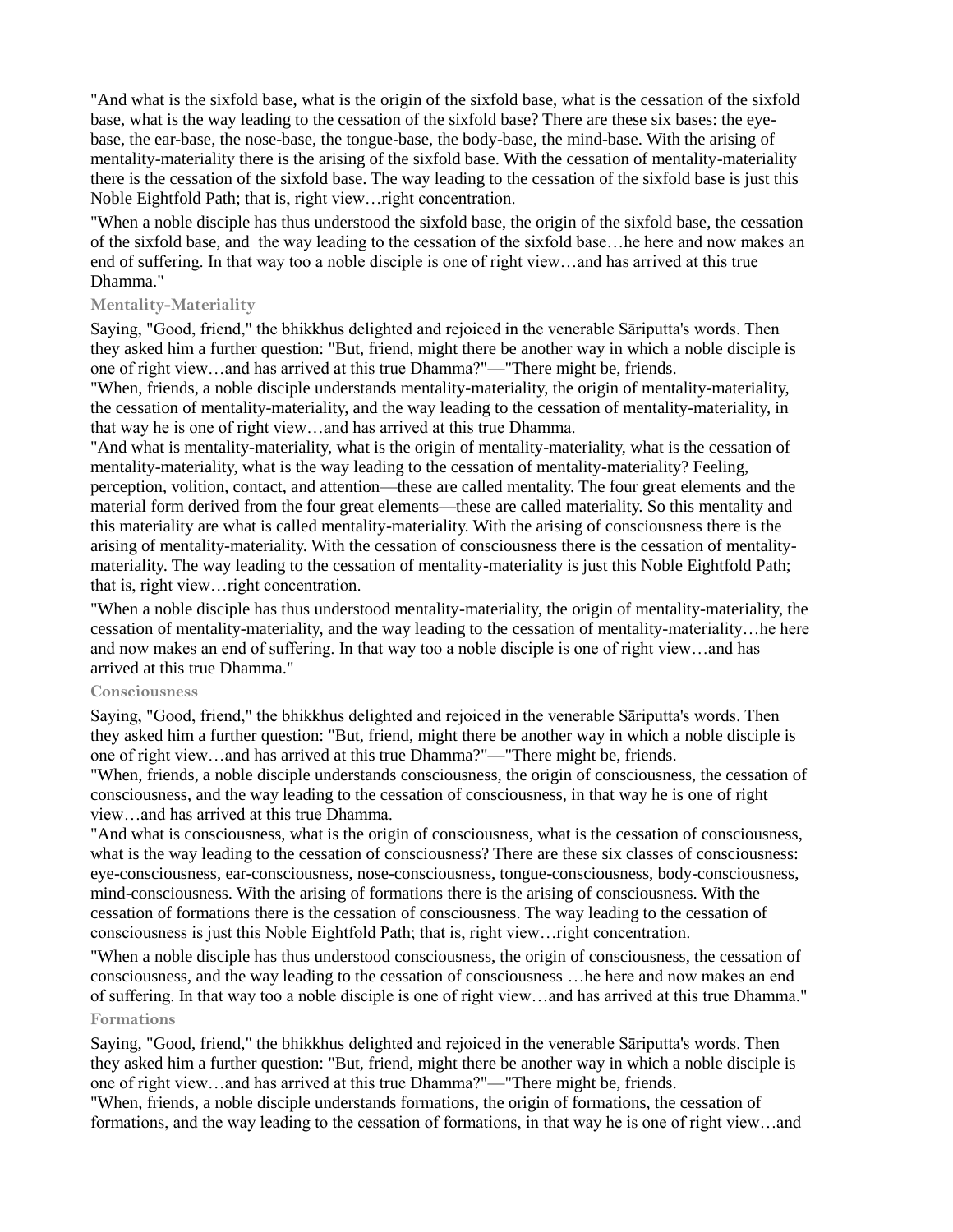"And what is the sixfold base, what is the origin of the sixfold base, what is the cessation of the sixfold base, what is the way leading to the cessation of the sixfold base? There are these six bases: the eye-base, the ear-base, the nose-base, the tongue-base, the body-base, the mind-base. With the arising of mentality-materiality there is the arising of the sixfold base. With the cessation of mentality-materiality there is the cessation of the sixfold base. The way leading to the cessation of the sixfold base is just this Noble Eightfold Path; that is, right view…right concentration.

"When a noble disciple has thus understood the sixfold base, the origin of the sixfold base, the cessation of the sixfold base, and the way leading to the cessation of the sixfold base…he here and now makes an end of suffering. In that way too a noble disciple is one of right view…and has arrived at this true Dhamma."

### Mentality-Materiality

Saying, "Good, friend," the bhikkhus delighted and rejoiced in the venerable Sāriputta's words. Then they asked him a further question: "But, friend, might there be another way in which a noble disciple is one of right view…and has arrived at this true Dhamma?"—"There might be, friends.

"When, friends, a noble disciple understands mentality-materiality, the origin of mentality-materiality, the cessation of mentality-materiality, and the way leading to the cessation of mentality-materiality, in that way he is one of right view…and has arrived at this true Dhamma.

"And what is mentality-materiality, what is the origin of mentality-materiality, what is the cessation of mentality-materiality, what is the way leading to the cessation of mentality-materiality? Feeling, perception, volition, contact, and attention—these are called mentality. The four great elements and the material form derived from the four great elements—these are called materiality. So this mentality and this materiality are what is called mentality-materiality. With the arising of consciousness there is the arising of mentality-materiality. With the cessation of consciousness there is the cessation of mentality-materiality. The way leading to the cessation of mentality-materiality is just this Noble Eightfold Path; that is, right view…right concentration.

"When a noble disciple has thus understood mentality-materiality, the origin of mentality-materiality, the cessation of mentality-materiality, and the way leading to the cessation of mentality-materiality…he here and now makes an end of suffering. In that way too a noble disciple is one of right view…and has arrived at this true Dhamma."

### Consciousness

Saying, "Good, friend," the bhikkhus delighted and rejoiced in the venerable Sāriputta's words. Then they asked him a further question: "But, friend, might there be another way in which a noble disciple is one of right view…and has arrived at this true Dhamma?"—"There might be, friends.

"When, friends, a noble disciple understands consciousness, the origin of consciousness, the cessation of consciousness, and the way leading to the cessation of consciousness, in that way he is one of right view…and has arrived at this true Dhamma.

"And what is consciousness, what is the origin of consciousness, what is the cessation of consciousness, what is the way leading to the cessation of consciousness? There are these six classes of consciousness: eye-consciousness, ear-consciousness, nose-consciousness, tongue-consciousness, body-consciousness, mind-consciousness. With the arising of formations there is the arising of consciousness. With the cessation of formations there is the cessation of consciousness. The way leading to the cessation of consciousness is just this Noble Eightfold Path; that is, right view…right concentration.

"When a noble disciple has thus understood consciousness, the origin of consciousness, the cessation of consciousness, and the way leading to the cessation of consciousness …he here and now makes an end of suffering. In that way too a noble disciple is one of right view…and has arrived at this true Dhamma."

### Formations

Saying, "Good, friend," the bhikkhus delighted and rejoiced in the venerable Sāriputta's words. Then they asked him a further question: "But, friend, might there be another way in which a noble disciple is one of right view…and has arrived at this true Dhamma?"—"There might be, friends.

"When, friends, a noble disciple understands formations, the origin of formations, the cessation of formations, and the way leading to the cessation of formations, in that way he is one of right view…and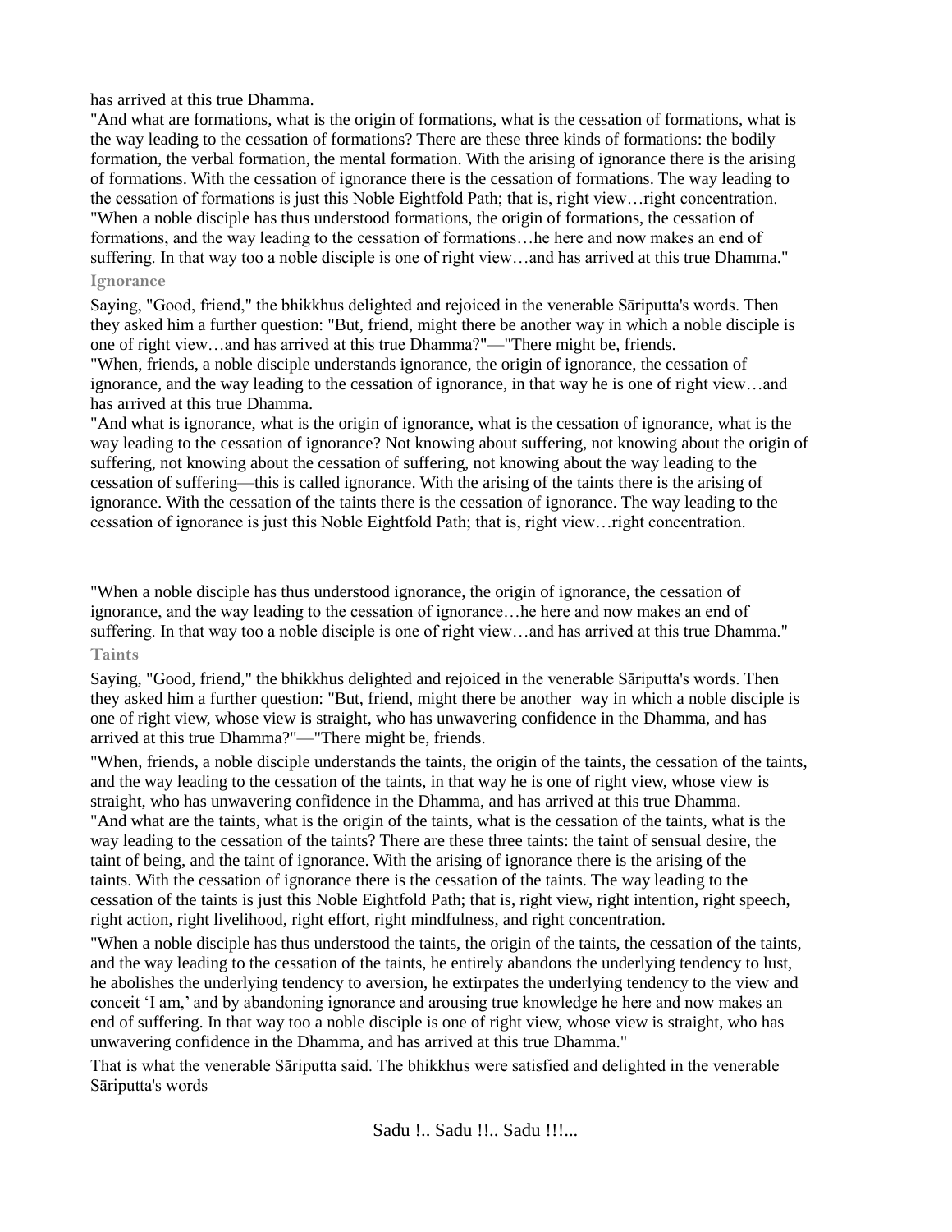has arrived at this true Dhamma.

"And what are formations, what is the origin of formations, what is the cessation of formations, what is the way leading to the cessation of formations? There are these three kinds of formations: the bodily formation, the verbal formation, the mental formation. With the arising of ignorance there is the arising of formations. With the cessation of ignorance there is the cessation of formations. The way leading to the cessation of formations is just this Noble Eightfold Path; that is, right view…right concentration.

"When a noble disciple has thus understood formations, the origin of formations, the cessation of formations, and the way leading to the cessation of formations…he here and now makes an end of suffering. In that way too a noble disciple is one of right view…and has arrived at this true Dhamma."

### Ignorance

Saying, "Good, friend," the bhikkhus delighted and rejoiced in the venerable Sāriputta's words. Then they asked him a further question: "But, friend, might there be another way in which a noble disciple is one of right view…and has arrived at this true Dhamma?"—"There might be, friends.

"When, friends, a noble disciple understands ignorance, the origin of ignorance, the cessation of ignorance, and the way leading to the cessation of ignorance, in that way he is one of right view…and has arrived at this true Dhamma.

"And what is ignorance, what is the origin of ignorance, what is the cessation of ignorance, what is the way leading to the cessation of ignorance? Not knowing about suffering, not knowing about the origin of suffering, not knowing about the cessation of suffering, not knowing about the way leading to the cessation of suffering—this is called ignorance. With the arising of the taints there is the arising of ignorance. With the cessation of the taints there is the cessation of ignorance. The way leading to the cessation of ignorance is just this Noble Eightfold Path; that is, right view…right concentration.

"When a noble disciple has thus understood ignorance, the origin of ignorance, the cessation of ignorance, and the way leading to the cessation of ignorance…he here and now makes an end of suffering. In that way too a noble disciple is one of right view…and has arrived at this true Dhamma."

### Taints

Saying, "Good, friend," the bhikkhus delighted and rejoiced in the venerable Sāriputta's words. Then they asked him a further question: "But, friend, might there be another way in which a noble disciple is one of right view, whose view is straight, who has unwavering confidence in the Dhamma, and has arrived at this true Dhamma?"—"There might be, friends.

"When, friends, a noble disciple understands the taints, the origin of the taints, the cessation of the taints, and the way leading to the cessation of the taints, in that way he is one of right view, whose view is straight, who has unwavering confidence in the Dhamma, and has arrived at this true Dhamma.

"And what are the taints, what is the origin of the taints, what is the cessation of the taints, what is the way leading to the cessation of the taints? There are these three taints: the taint of sensual desire, the taint of being, and the taint of ignorance. With the arising of ignorance there is the arising of the taints. With the cessation of ignorance there is the cessation of the taints. The way leading to the cessation of the taints is just this Noble Eightfold Path; that is, right view, right intention, right speech, right action, right livelihood, right effort, right mindfulness, and right concentration.

"When a noble disciple has thus understood the taints, the origin of the taints, the cessation of the taints, and the way leading to the cessation of the taints, he entirely abandons the underlying tendency to lust, he abolishes the underlying tendency to aversion, he extirpates the underlying tendency to the view and conceit 'I am,' and by abandoning ignorance and arousing true knowledge he here and now makes an end of suffering. In that way too a noble disciple is one of right view, whose view is straight, who has unwavering confidence in the Dhamma, and has arrived at this true Dhamma."

That is what the venerable Sāriputta said. The bhikkhus were satisfied and delighted in the venerable Sāriputta's words

Sadu !.. Sadu !!.. Sadu !!!...